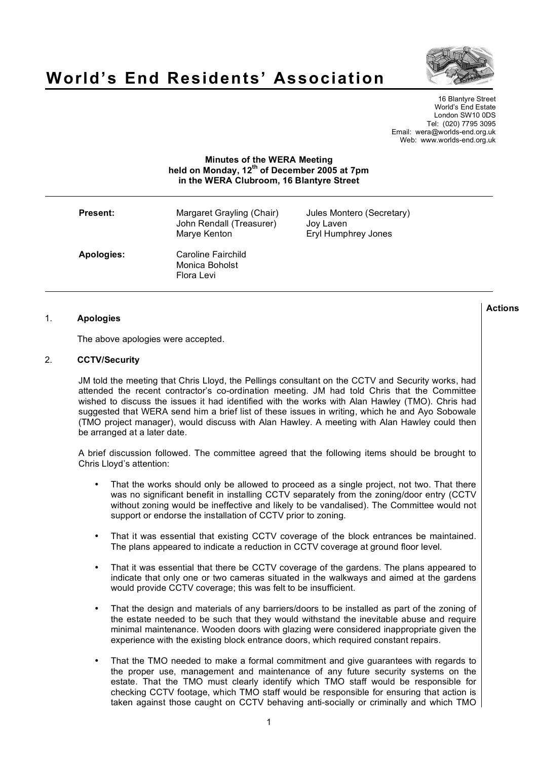# World's End Residents' Association

16 Blantyre Street
World's End Estate
London SW10 0DS
Tel: (020) 7795 3095
Email: wera@worlds-end.org.uk
Web: www.worlds-end.org.uk

**Minutes of the WERA Meeting**
**held on Monday, 12th of December 2005 at 7pm**
**in the WERA Clubroom, 16 Blantyre Street**

| | | |
|---|---|---|
| **Present:** | Margaret Grayling (Chair) | Jules Montero (Secretary) |
| | John Rendall (Treasurer) | Joy Laven |
| | Marye Kenton | Eryl Humphrey Jones |
| **Apologies:** | Caroline Fairchild | |
| | Monica Boholst | |
| | Flora Levi | |

**Actions**

1. **Apologies**

The above apologies were accepted.

2. **CCTV/Security**

JM told the meeting that Chris Lloyd, the Pellings consultant on the CCTV and Security works, had attended the recent contractor's co-ordination meeting. JM had told Chris that the Committee wished to discuss the issues it had identified with the works with Alan Hawley (TMO). Chris had suggested that WERA send him a brief list of these issues in writing, which he and Ayo Sobowale (TMO project manager), would discuss with Alan Hawley. A meeting with Alan Hawley could then be arranged at a later date.

A brief discussion followed. The committee agreed that the following items should be brought to Chris Lloyd's attention:

- That the works should only be allowed to proceed as a single project, not two. That there was no significant benefit in installing CCTV separately from the zoning/door entry (CCTV without zoning would be ineffective and likely to be vandalised). The Committee would not support or endorse the installation of CCTV prior to zoning.
- That it was essential that existing CCTV coverage of the block entrances be maintained. The plans appeared to indicate a reduction in CCTV coverage at ground floor level.
- That it was essential that there be CCTV coverage of the gardens. The plans appeared to indicate that only one or two cameras situated in the walkways and aimed at the gardens would provide CCTV coverage; this was felt to be insufficient.
- That the design and materials of any barriers/doors to be installed as part of the zoning of the estate needed to be such that they would withstand the inevitable abuse and require minimal maintenance. Wooden doors with glazing were considered inappropriate given the experience with the existing block entrance doors, which required constant repairs.
- That the TMO needed to make a formal commitment and give guarantees with regards to the proper use, management and maintenance of any future security systems on the estate. That the TMO must clearly identify which TMO staff would be responsible for checking CCTV footage, which TMO staff would be responsible for ensuring that action is taken against those caught on CCTV behaving anti-socially or criminally and which TMO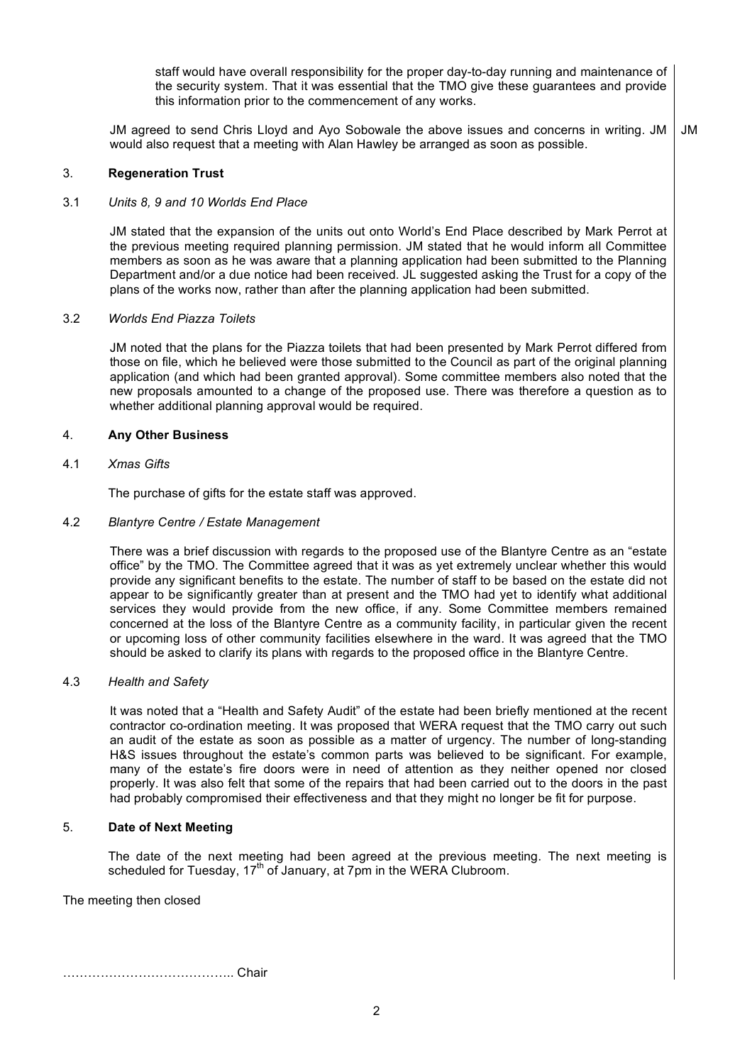staff would have overall responsibility for the proper day-to-day running and maintenance of the security system. That it was essential that the TMO give these guarantees and provide this information prior to the commencement of any works.

JM agreed to send Chris Lloyd and Ayo Sobowale the above issues and concerns in writing. JM would also request that a meeting with Alan Hawley be arranged as soon as possible. **JM**

## 3. Regeneration Trust

### 3.1 *Units 8, 9 and 10 Worlds End Place*

JM stated that the expansion of the units out onto World's End Place described by Mark Perrot at the previous meeting required planning permission. JM stated that he would inform all Committee members as soon as he was aware that a planning application had been submitted to the Planning Department and/or a due notice had been received. JL suggested asking the Trust for a copy of the plans of the works now, rather than after the planning application had been submitted.

### 3.2 *Worlds End Piazza Toilets*

JM noted that the plans for the Piazza toilets that had been presented by Mark Perrot differed from those on file, which he believed were those submitted to the Council as part of the original planning application (and which had been granted approval). Some committee members also noted that the new proposals amounted to a change of the proposed use. There was therefore a question as to whether additional planning approval would be required.

## 4. Any Other Business

### 4.1 *Xmas Gifts*

The purchase of gifts for the estate staff was approved.

### 4.2 *Blantyre Centre / Estate Management*

There was a brief discussion with regards to the proposed use of the Blantyre Centre as an "estate office" by the TMO. The Committee agreed that it was as yet extremely unclear whether this would provide any significant benefits to the estate. The number of staff to be based on the estate did not appear to be significantly greater than at present and the TMO had yet to identify what additional services they would provide from the new office, if any. Some Committee members remained concerned at the loss of the Blantyre Centre as a community facility, in particular given the recent or upcoming loss of other community facilities elsewhere in the ward. It was agreed that the TMO should be asked to clarify its plans with regards to the proposed office in the Blantyre Centre.

### 4.3 *Health and Safety*

It was noted that a "Health and Safety Audit" of the estate had been briefly mentioned at the recent contractor co-ordination meeting. It was proposed that WERA request that the TMO carry out such an audit of the estate as soon as possible as a matter of urgency. The number of long-standing H&S issues throughout the estate's common parts was believed to be significant. For example, many of the estate's fire doors were in need of attention as they neither opened nor closed properly. It was also felt that some of the repairs that had been carried out to the doors in the past had probably compromised their effectiveness and that they might no longer be fit for purpose.

## 5. Date of Next Meeting

The date of the next meeting had been agreed at the previous meeting. The next meeting is scheduled for Tuesday, 17th of January, at 7pm in the WERA Clubroom.

The meeting then closed

………………………………….. Chair